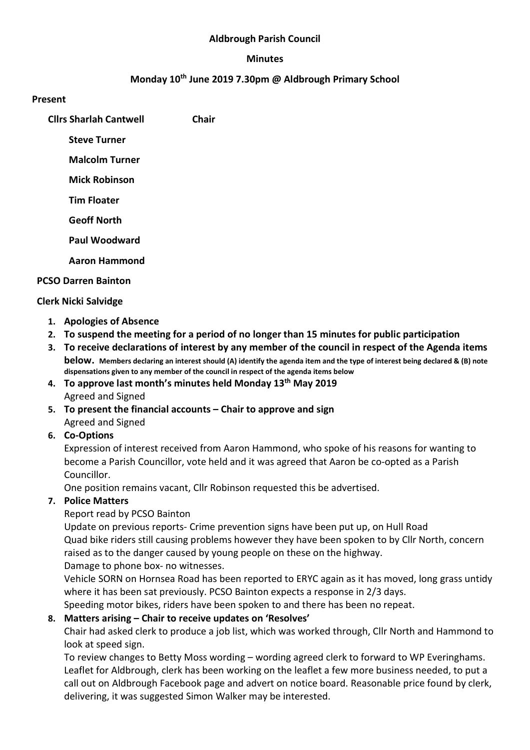**Aldbrough Parish Council**

**Minutes**

**Monday 10th June 2019 7.30pm @ Aldbrough Primary School**

**Present**

**Cllrs Sharlah Cantwell** **Chair**

**Steve Turner**

**Malcolm Turner**

**Mick Robinson**

**Tim Floater**

**Geoff North**

**Paul Woodward**

**Aaron Hammond**

**PCSO Darren Bainton**

**Clerk Nicki Salvidge**

1. **Apologies of Absence**
2. **To suspend the meeting for a period of no longer than 15 minutes for public participation**
3. **To receive declarations of interest by any member of the council in respect of the Agenda items below.** **Members declaring an interest should (A) identify the agenda item and the type of interest being declared & (B) note dispensations given to any member of the council in respect of the agenda items below**
4. **To approve last month's minutes held Monday 13th May 2019**
   Agreed and Signed
5. **To present the financial accounts – Chair to approve and sign**
   Agreed and Signed
6. **Co-Options**
   Expression of interest received from Aaron Hammond, who spoke of his reasons for wanting to become a Parish Councillor, vote held and it was agreed that Aaron be co-opted as a Parish Councillor.
   One position remains vacant, Cllr Robinson requested this be advertised.
7. **Police Matters**
   Report read by PCSO Bainton
   Update on previous reports- Crime prevention signs have been put up, on Hull Road
   Quad bike riders still causing problems however they have been spoken to by Cllr North, concern raised as to the danger caused by young people on these on the highway.
   Damage to phone box- no witnesses.
   Vehicle SORN on Hornsea Road has been reported to ERYC again as it has moved, long grass untidy where it has been sat previously. PCSO Bainton expects a response in 2/3 days.
   Speeding motor bikes, riders have been spoken to and there has been no repeat.
8. **Matters arising – Chair to receive updates on 'Resolves'**
   Chair had asked clerk to produce a job list, which was worked through, Cllr North and Hammond to look at speed sign.
   To review changes to Betty Moss wording – wording agreed clerk to forward to WP Everinghams.
   Leaflet for Aldbrough, clerk has been working on the leaflet a few more business needed, to put a call out on Aldbrough Facebook page and advert on notice board. Reasonable price found by clerk, delivering, it was suggested Simon Walker may be interested.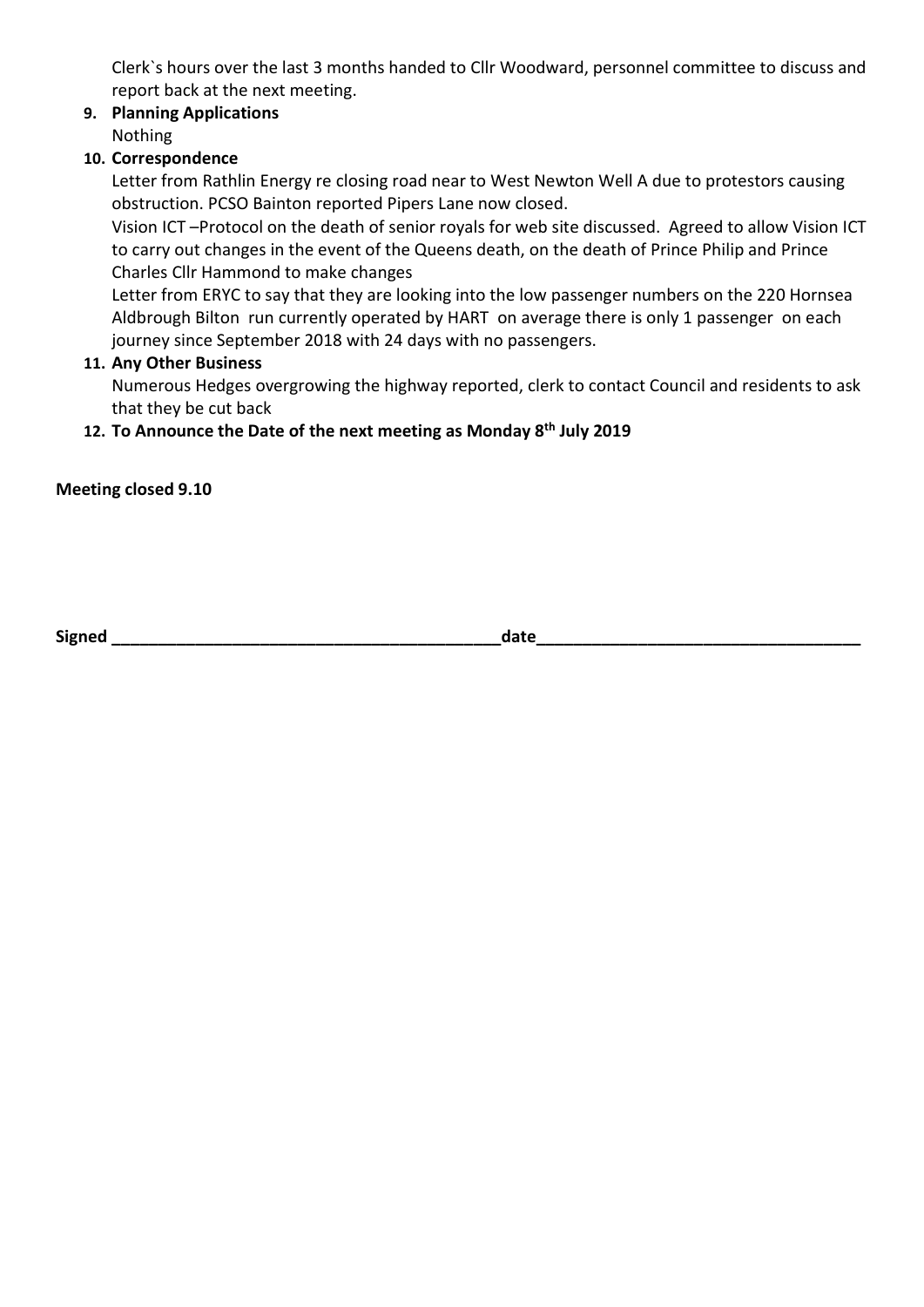Clerk`s hours over the last 3 months handed to Cllr Woodward, personnel committee to discuss and report back at the next meeting.

9. **Planning Applications**

   Nothing

10. **Correspondence**

    Letter from Rathlin Energy re closing road near to West Newton Well A due to protestors causing obstruction. PCSO Bainton reported Pipers Lane now closed.

    Vision ICT –Protocol on the death of senior royals for web site discussed. Agreed to allow Vision ICT to carry out changes in the event of the Queens death, on the death of Prince Philip and Prince Charles Cllr Hammond to make changes

    Letter from ERYC to say that they are looking into the low passenger numbers on the 220 Hornsea Aldbrough Bilton run currently operated by HART on average there is only 1 passenger on each journey since September 2018 with 24 days with no passengers.

11. **Any Other Business**

    Numerous Hedges overgrowing the highway reported, clerk to contact Council and residents to ask that they be cut back

12. **To Announce the Date of the next meeting as Monday 8th July 2019**

**Meeting closed 9.10**

**Signed** ________________________________________**date**__________________________________